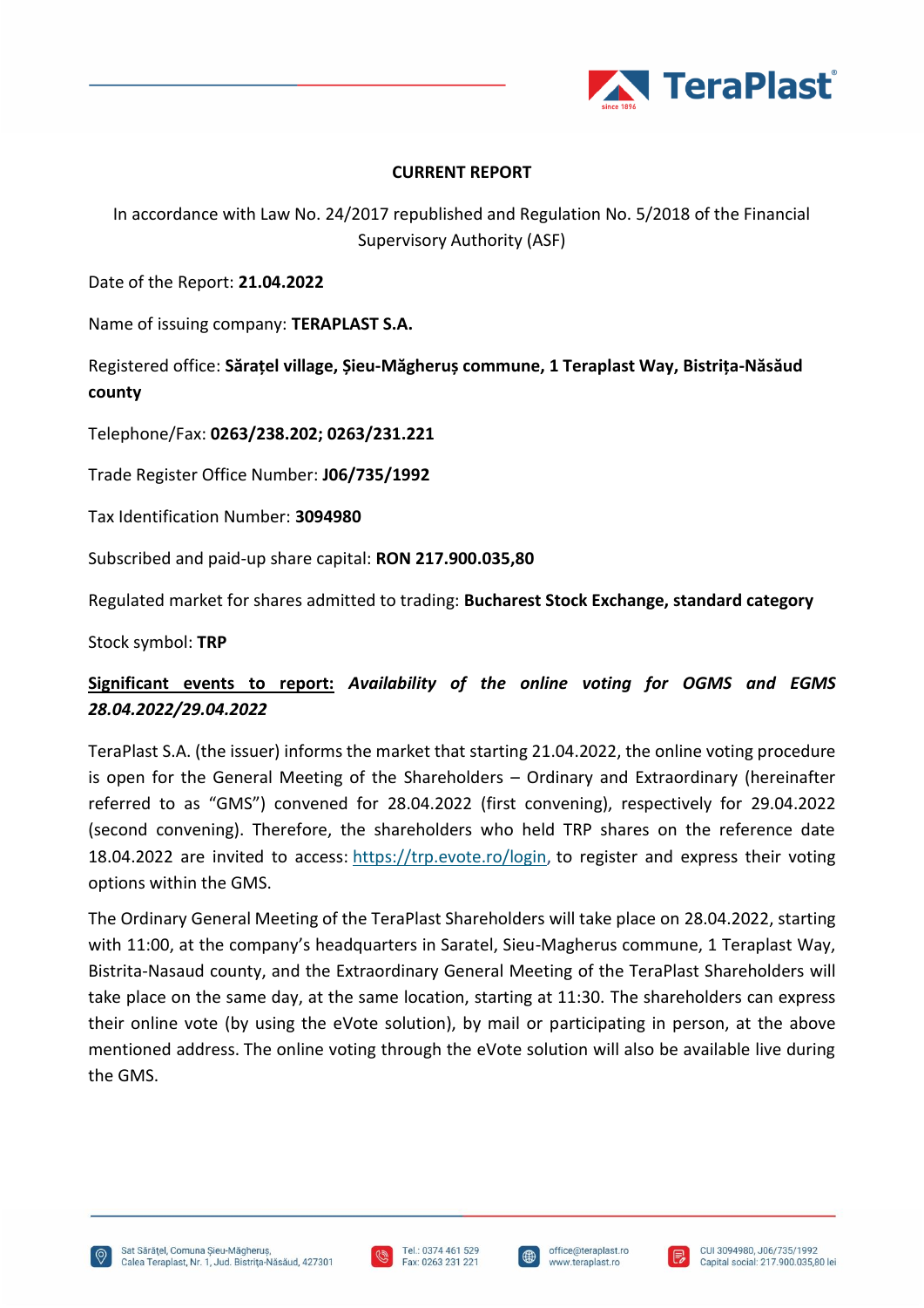## CURRENT REPORT

In accordance with Law No. 24/2017 republished and Regulation No. 5/2018 of the Financial Supervisory Authority (ASF)

Date of the Report: **21.04.2022**

Name of issuing company: **TERAPLAST S.A.**

Registered office: **Sărațel village, Șieu-Măgheruș commune, 1 Teraplast Way, Bistrița-Năsăud county**

Telephone/Fax: **0263/238.202; 0263/231.221**

Trade Register Office Number: **J06/735/1992**

Tax Identification Number: **3094980**

Subscribed and paid-up share capital: **RON 217.900.035,80**

Regulated market for shares admitted to trading: **Bucharest Stock Exchange, standard category**

Stock symbol: **TRP**

**Significant events to report:** ***Availability of the online voting for OGMS and EGMS 28.04.2022/29.04.2022***

TeraPlast S.A. (the issuer) informs the market that starting 21.04.2022, the online voting procedure is open for the General Meeting of the Shareholders – Ordinary and Extraordinary (hereinafter referred to as "GMS") convened for 28.04.2022 (first convening), respectively for 29.04.2022 (second convening). Therefore, the shareholders who held TRP shares on the reference date 18.04.2022 are invited to access: https://trp.evote.ro/login, to register and express their voting options within the GMS.

The Ordinary General Meeting of the TeraPlast Shareholders will take place on 28.04.2022, starting with 11:00, at the company's headquarters in Saratel, Sieu-Magherus commune, 1 Teraplast Way, Bistrita-Nasaud county, and the Extraordinary General Meeting of the TeraPlast Shareholders will take place on the same day, at the same location, starting at 11:30. The shareholders can express their online vote (by using the eVote solution), by mail or participating in person, at the above mentioned address. The online voting through the eVote solution will also be available live during the GMS.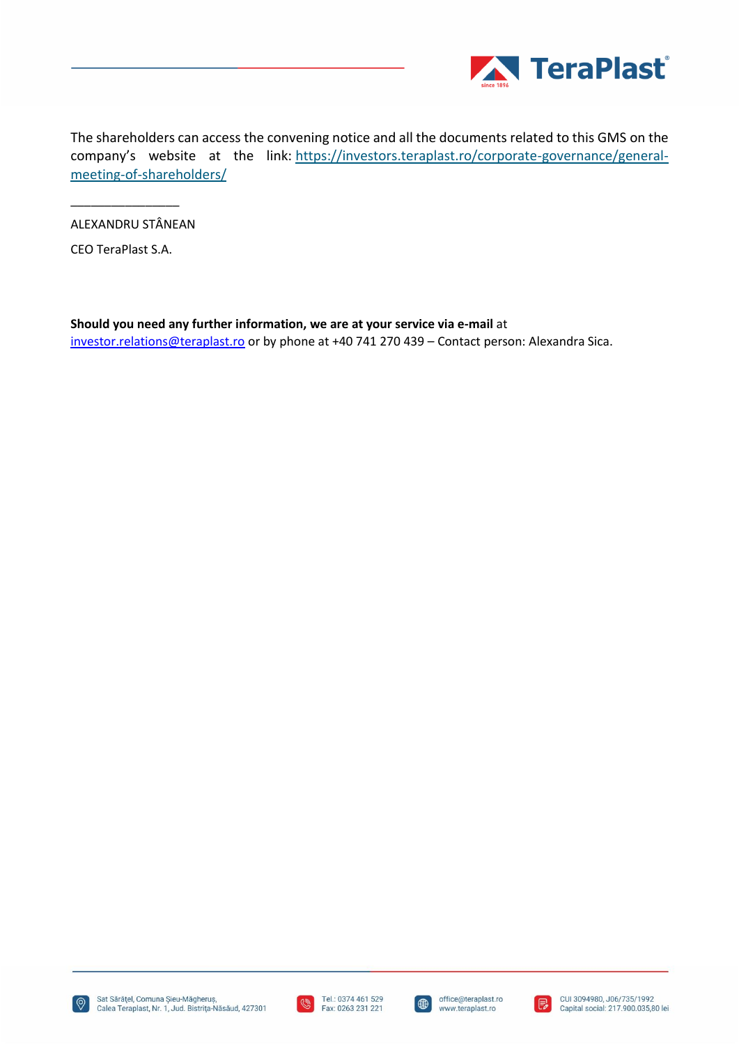The shareholders can access the convening notice and all the documents related to this GMS on the company's website at the link: https://investors.teraplast.ro/corporate-governance/general-meeting-of-shareholders/

_______________

ALEXANDRU STÂNEAN

CEO TeraPlast S.A.

**Should you need any further information, we are at your service via e-mail** at investor.relations@teraplast.ro or by phone at +40 741 270 439 – Contact person: Alexandra Sica.